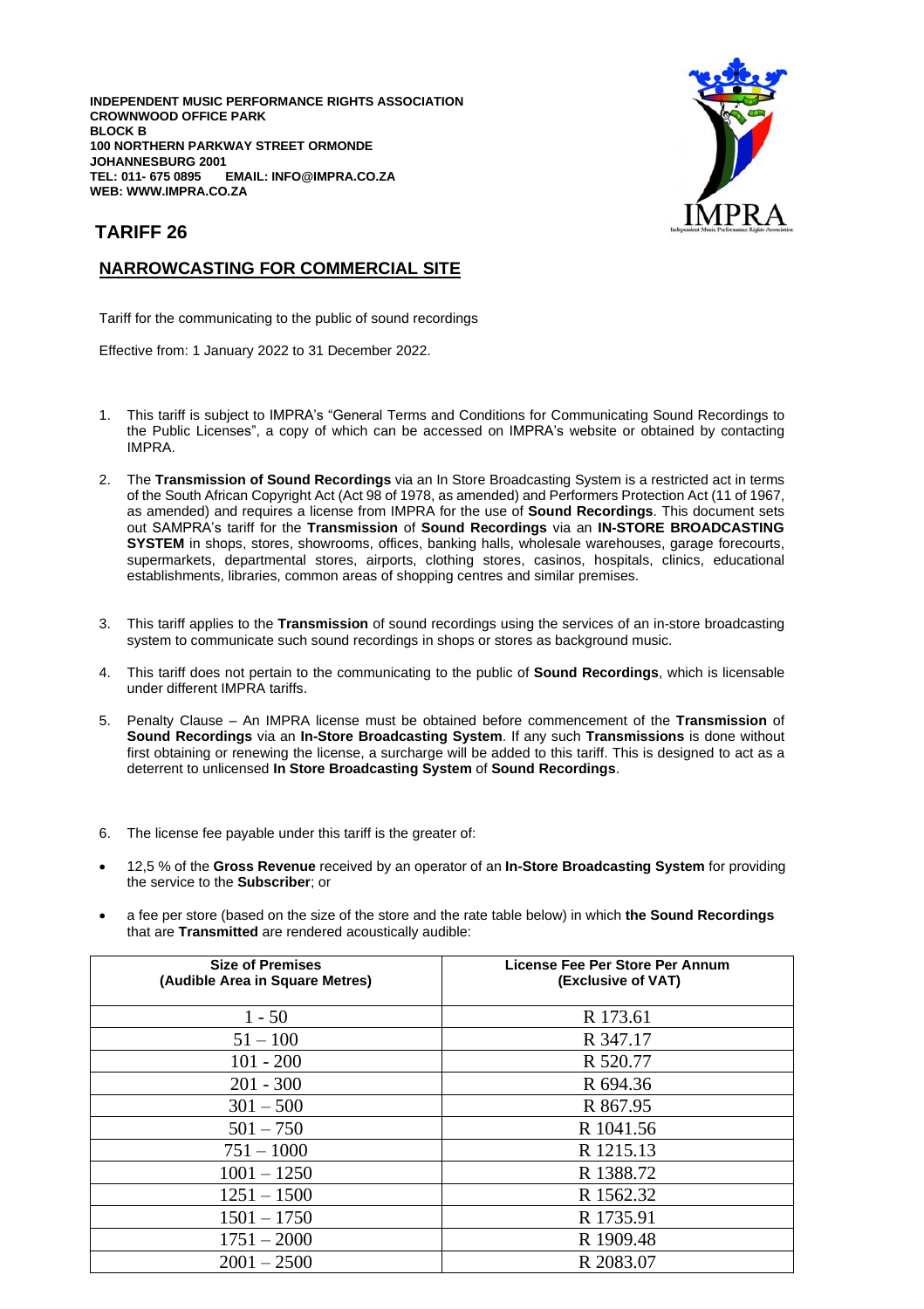**INDEPENDENT MUSIC PERFORMANCE RIGHTS ASSOCIATION**
**CROWNWOOD OFFICE PARK**
**BLOCK B**
**100 NORTHERN PARKWAY STREET ORMONDE**
**JOHANNESBURG 2001**
**TEL: 011- 675 0895 EMAIL: INFO@IMPRA.CO.ZA**
**WEB: WWW.IMPRA.CO.ZA**

## TARIFF 26

## NARROWCASTING FOR COMMERCIAL SITE

Tariff for the communicating to the public of sound recordings

Effective from: 1 January 2022 to 31 December 2022.

1. This tariff is subject to IMPRA's "General Terms and Conditions for Communicating Sound Recordings to the Public Licenses", a copy of which can be accessed on IMPRA's website or obtained by contacting IMPRA.

2. The **Transmission of Sound Recordings** via an In Store Broadcasting System is a restricted act in terms of the South African Copyright Act (Act 98 of 1978, as amended) and Performers Protection Act (11 of 1967, as amended) and requires a license from IMPRA for the use of **Sound Recordings**. This document sets out SAMPRA's tariff for the **Transmission** of **Sound Recordings** via an **IN-STORE BROADCASTING SYSTEM** in shops, stores, showrooms, offices, banking halls, wholesale warehouses, garage forecourts, supermarkets, departmental stores, airports, clothing stores, casinos, hospitals, clinics, educational establishments, libraries, common areas of shopping centres and similar premises.

3. This tariff applies to the **Transmission** of sound recordings using the services of an in-store broadcasting system to communicate such sound recordings in shops or stores as background music.

4. This tariff does not pertain to the communicating to the public of **Sound Recordings**, which is licensable under different IMPRA tariffs.

5. Penalty Clause – An IMPRA license must be obtained before commencement of the **Transmission** of **Sound Recordings** via an **In-Store Broadcasting System**. If any such **Transmissions** is done without first obtaining or renewing the license, a surcharge will be added to this tariff. This is designed to act as a deterrent to unlicensed **In Store Broadcasting System** of **Sound Recordings**.

6. The license fee payable under this tariff is the greater of:

- 12,5 % of the **Gross Revenue** received by an operator of an **In-Store Broadcasting System** for providing the service to the **Subscriber**; or
- a fee per store (based on the size of the store and the rate table below) in which **the Sound Recordings** that are **Transmitted** are rendered acoustically audible:

| Size of Premises (Audible Area in Square Metres) | License Fee Per Store Per Annum (Exclusive of VAT) |
|---|---|
| 1 - 50 | R 173.61 |
| 51 – 100 | R 347.17 |
| 101 - 200 | R 520.77 |
| 201 - 300 | R 694.36 |
| 301 – 500 | R 867.95 |
| 501 – 750 | R 1041.56 |
| 751 – 1000 | R 1215.13 |
| 1001 – 1250 | R 1388.72 |
| 1251 – 1500 | R 1562.32 |
| 1501 – 1750 | R 1735.91 |
| 1751 – 2000 | R 1909.48 |
| 2001 – 2500 | R 2083.07 |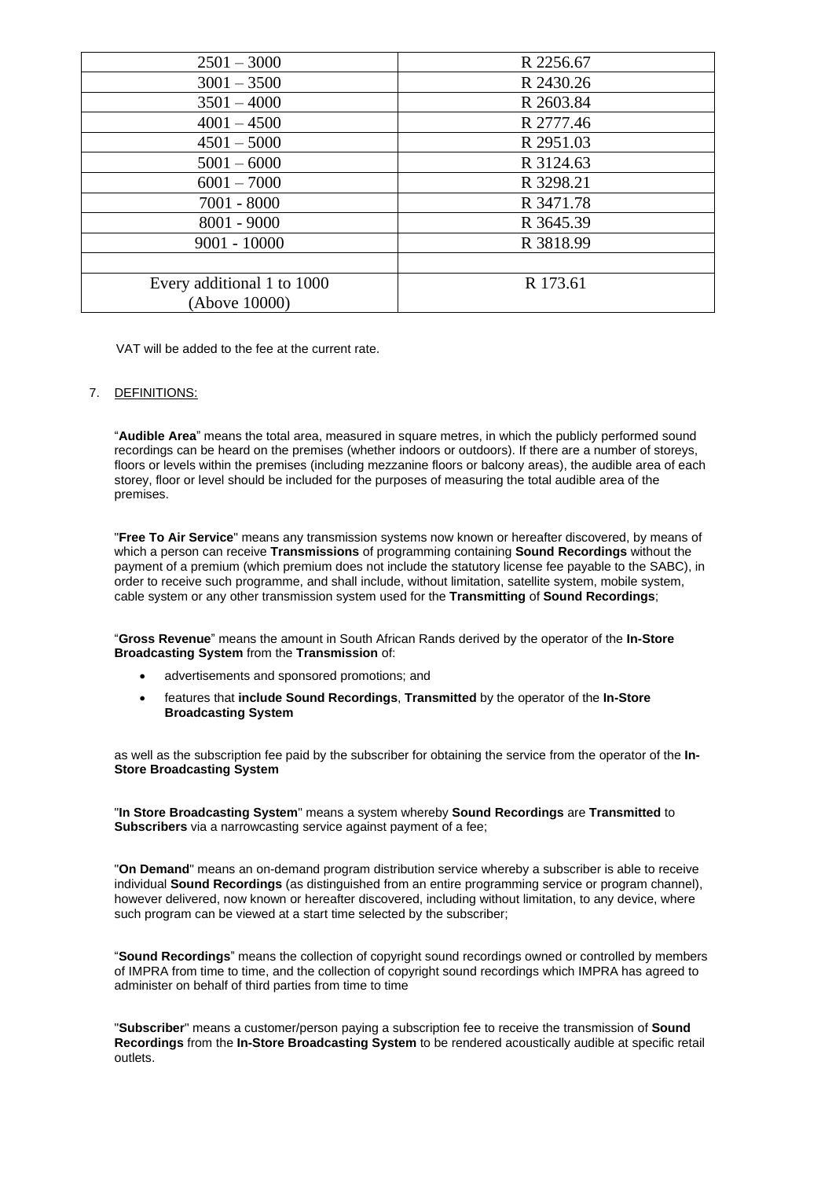| | |
|---|---|
| 2501 – 3000 | R 2256.67 |
| 3001 – 3500 | R 2430.26 |
| 3501 – 4000 | R 2603.84 |
| 4001 – 4500 | R 2777.46 |
| 4501 – 5000 | R 2951.03 |
| 5001 – 6000 | R 3124.63 |
| 6001 – 7000 | R 3298.21 |
| 7001 - 8000 | R 3471.78 |
| 8001 - 9000 | R 3645.39 |
| 9001 - 10000 | R 3818.99 |
| | |
| Every additional 1 to 1000 (Above 10000) | R 173.61 |

VAT will be added to the fee at the current rate.

7. DEFINITIONS:

"**Audible Area**" means the total area, measured in square metres, in which the publicly performed sound recordings can be heard on the premises (whether indoors or outdoors). If there are a number of storeys, floors or levels within the premises (including mezzanine floors or balcony areas), the audible area of each storey, floor or level should be included for the purposes of measuring the total audible area of the premises.

"**Free To Air Service**" means any transmission systems now known or hereafter discovered, by means of which a person can receive **Transmissions** of programming containing **Sound Recordings** without the payment of a premium (which premium does not include the statutory license fee payable to the SABC), in order to receive such programme, and shall include, without limitation, satellite system, mobile system, cable system or any other transmission system used for the **Transmitting** of **Sound Recordings**;

"**Gross Revenue**" means the amount in South African Rands derived by the operator of the **In-Store Broadcasting System** from the **Transmission** of:

- advertisements and sponsored promotions; and
- features that **include Sound Recordings**, **Transmitted** by the operator of the **In-Store Broadcasting System**

as well as the subscription fee paid by the subscriber for obtaining the service from the operator of the **In-Store Broadcasting System**

"**In Store Broadcasting System**" means a system whereby **Sound Recordings** are **Transmitted** to **Subscribers** via a narrowcasting service against payment of a fee;

"**On Demand**" means an on-demand program distribution service whereby a subscriber is able to receive individual **Sound Recordings** (as distinguished from an entire programming service or program channel), however delivered, now known or hereafter discovered, including without limitation, to any device, where such program can be viewed at a start time selected by the subscriber;

"**Sound Recordings**" means the collection of copyright sound recordings owned or controlled by members of IMPRA from time to time, and the collection of copyright sound recordings which IMPRA has agreed to administer on behalf of third parties from time to time

"**Subscriber**" means a customer/person paying a subscription fee to receive the transmission of **Sound Recordings** from the **In-Store Broadcasting System** to be rendered acoustically audible at specific retail outlets.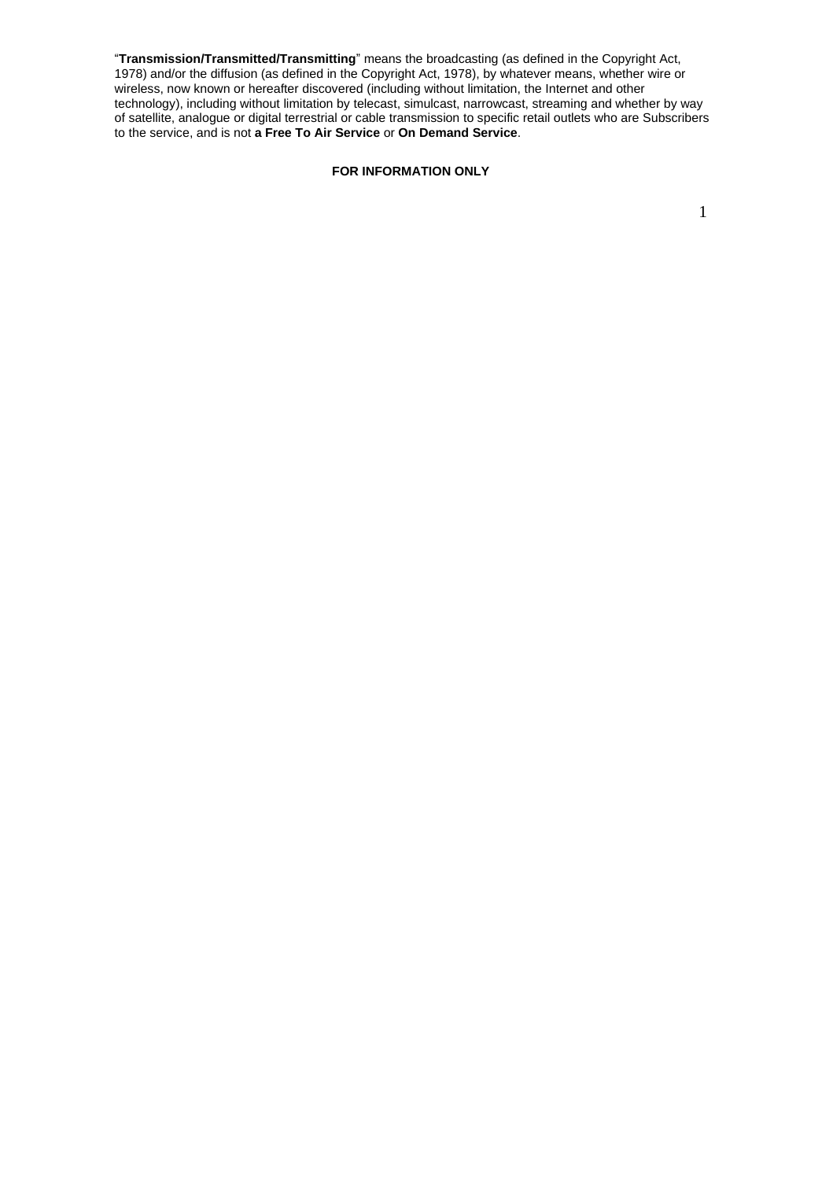"**Transmission/Transmitted/Transmitting**" means the broadcasting (as defined in the Copyright Act, 1978) and/or the diffusion (as defined in the Copyright Act, 1978), by whatever means, whether wire or wireless, now known or hereafter discovered (including without limitation, the Internet and other technology), including without limitation by telecast, simulcast, narrowcast, streaming and whether by way of satellite, analogue or digital terrestrial or cable transmission to specific retail outlets who are Subscribers to the service, and is not **a Free To Air Service** or **On Demand Service**.

**FOR INFORMATION ONLY**